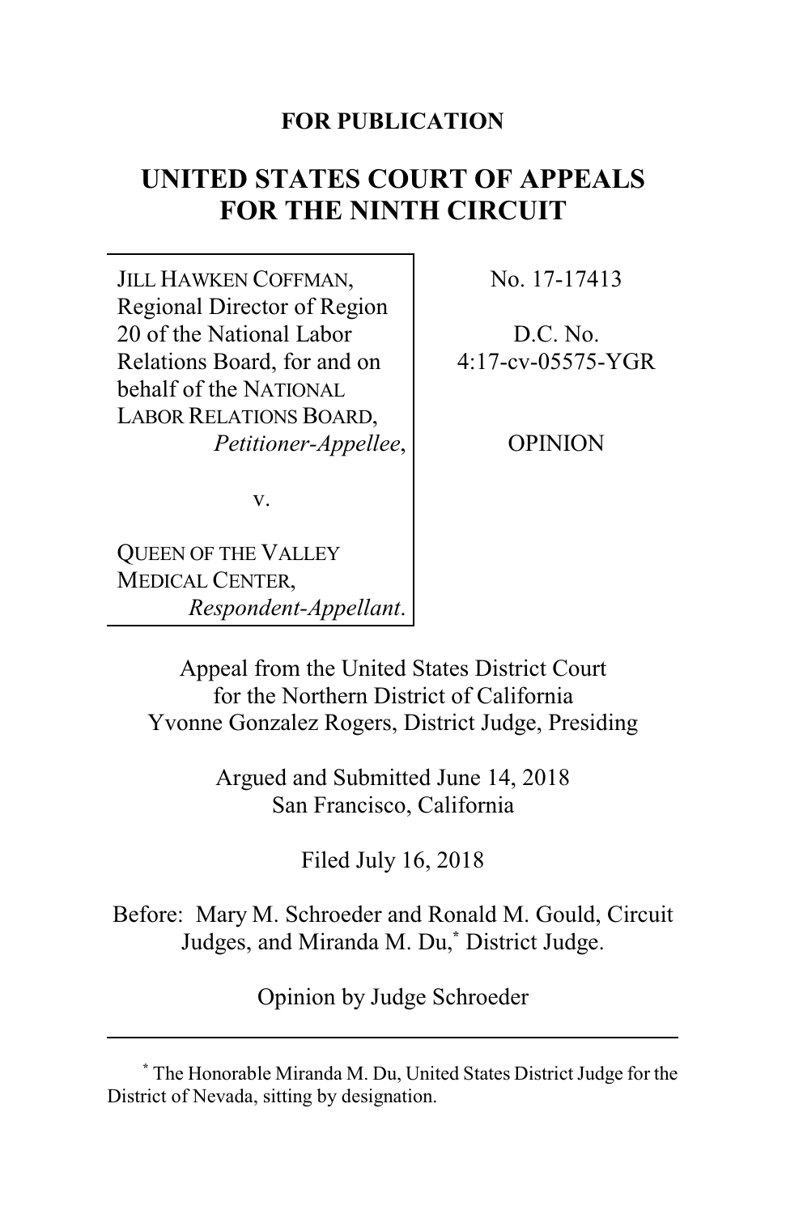**FOR PUBLICATION**

# UNITED STATES COURT OF APPEALS FOR THE NINTH CIRCUIT

| | |
|---|---|
| JILL HAWKEN COFFMAN, Regional Director of Region 20 of the National Labor Relations Board, for and on behalf of the NATIONAL LABOR RELATIONS BOARD, *Petitioner-Appellee*, v. QUEEN OF THE VALLEY MEDICAL CENTER, *Respondent-Appellant*. | No. 17-17413 D.C. No. 4:17-cv-05575-YGR OPINION |

Appeal from the United States District Court for the Northern District of California
Yvonne Gonzalez Rogers, District Judge, Presiding

Argued and Submitted June 14, 2018
San Francisco, California

Filed July 16, 2018

Before: Mary M. Schroeder and Ronald M. Gould, Circuit Judges, and Miranda M. Du,[*] District Judge.

Opinion by Judge Schroeder

---

[*] The Honorable Miranda M. Du, United States District Judge for the District of Nevada, sitting by designation.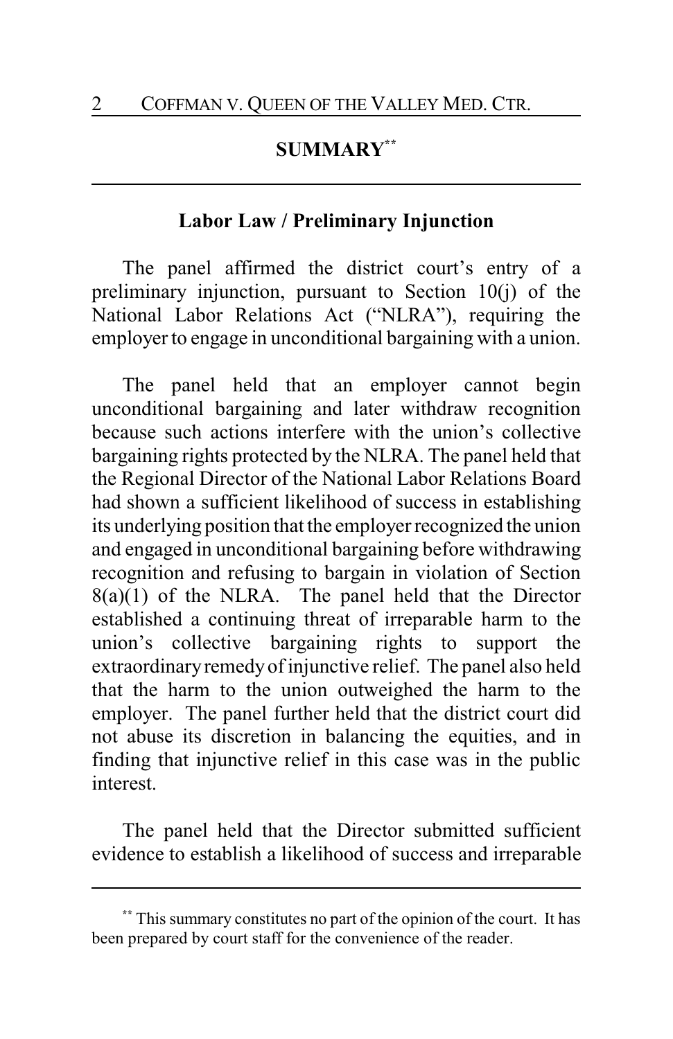# SUMMARY[**]

## Labor Law / Preliminary Injunction

The panel affirmed the district court's entry of a preliminary injunction, pursuant to Section 10(j) of the National Labor Relations Act ("NLRA"), requiring the employer to engage in unconditional bargaining with a union.

The panel held that an employer cannot begin unconditional bargaining and later withdraw recognition because such actions interfere with the union's collective bargaining rights protected by the NLRA. The panel held that the Regional Director of the National Labor Relations Board had shown a sufficient likelihood of success in establishing its underlying position that the employer recognized the union and engaged in unconditional bargaining before withdrawing recognition and refusing to bargain in violation of Section 8(a)(1) of the NLRA. The panel held that the Director established a continuing threat of irreparable harm to the union's collective bargaining rights to support the extraordinary remedy of injunctive relief. The panel also held that the harm to the union outweighed the harm to the employer. The panel further held that the district court did not abuse its discretion in balancing the equities, and in finding that injunctive relief in this case was in the public interest.

The panel held that the Director submitted sufficient evidence to establish a likelihood of success and irreparable

---

[**] This summary constitutes no part of the opinion of the court. It has been prepared by court staff for the convenience of the reader.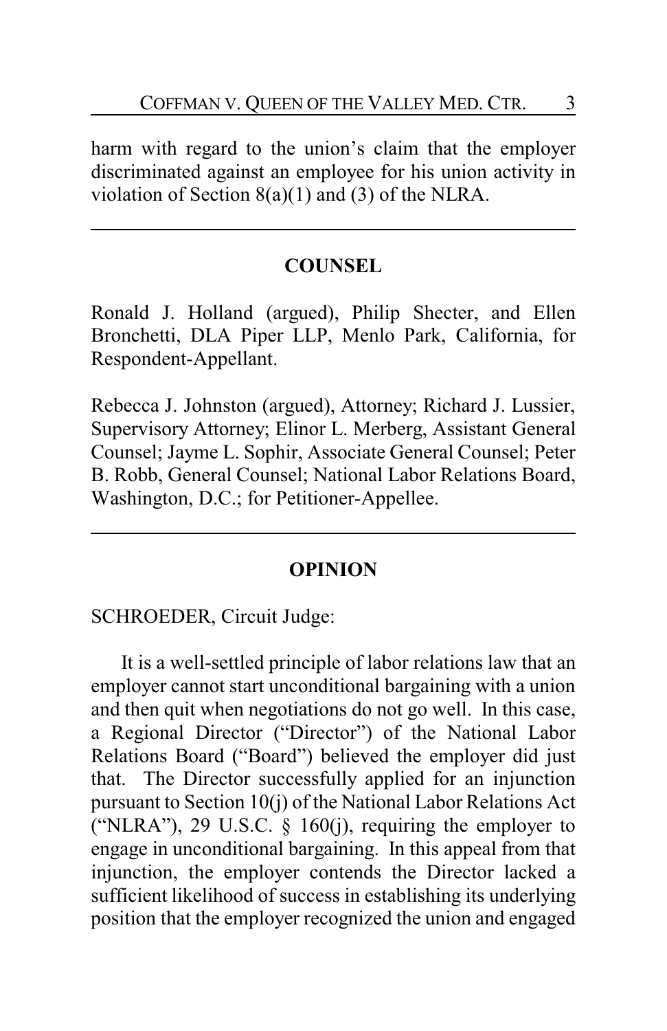harm with regard to the union's claim that the employer discriminated against an employee for his union activity in violation of Section 8(a)(1) and (3) of the NLRA.

---

## COUNSEL

Ronald J. Holland (argued), Philip Shecter, and Ellen Bronchetti, DLA Piper LLP, Menlo Park, California, for Respondent-Appellant.

Rebecca J. Johnston (argued), Attorney; Richard J. Lussier, Supervisory Attorney; Elinor L. Merberg, Assistant General Counsel; Jayme L. Sophir, Associate General Counsel; Peter B. Robb, General Counsel; National Labor Relations Board, Washington, D.C.; for Petitioner-Appellee.

---

## OPINION

SCHROEDER, Circuit Judge:

It is a well-settled principle of labor relations law that an employer cannot start unconditional bargaining with a union and then quit when negotiations do not go well. In this case, a Regional Director ("Director") of the National Labor Relations Board ("Board") believed the employer did just that. The Director successfully applied for an injunction pursuant to Section 10(j) of the National Labor Relations Act ("NLRA"), 29 U.S.C. § 160(j), requiring the employer to engage in unconditional bargaining. In this appeal from that injunction, the employer contends the Director lacked a sufficient likelihood of success in establishing its underlying position that the employer recognized the union and engaged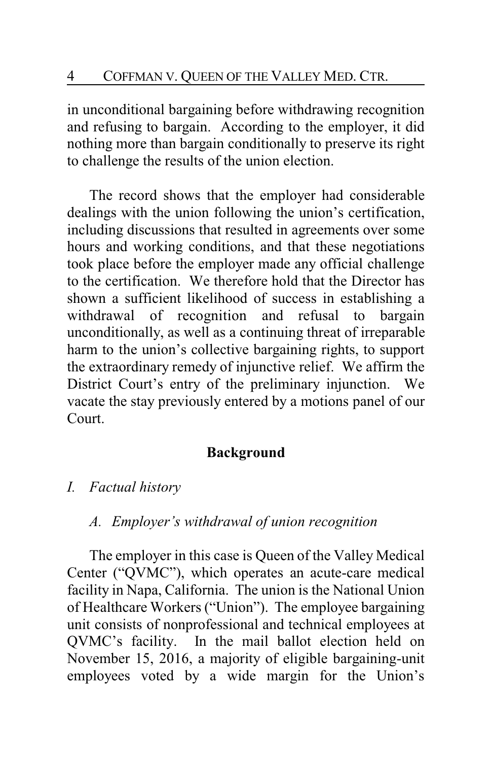in unconditional bargaining before withdrawing recognition and refusing to bargain. According to the employer, it did nothing more than bargain conditionally to preserve its right to challenge the results of the union election.

The record shows that the employer had considerable dealings with the union following the union's certification, including discussions that resulted in agreements over some hours and working conditions, and that these negotiations took place before the employer made any official challenge to the certification. We therefore hold that the Director has shown a sufficient likelihood of success in establishing a withdrawal of recognition and refusal to bargain unconditionally, as well as a continuing threat of irreparable harm to the union's collective bargaining rights, to support the extraordinary remedy of injunctive relief. We affirm the District Court's entry of the preliminary injunction. We vacate the stay previously entered by a motions panel of our Court.

## Background

### *I. Factual history*

#### *A. Employer's withdrawal of union recognition*

The employer in this case is Queen of the Valley Medical Center ("QVMC"), which operates an acute-care medical facility in Napa, California. The union is the National Union of Healthcare Workers ("Union"). The employee bargaining unit consists of nonprofessional and technical employees at QVMC's facility. In the mail ballot election held on November 15, 2016, a majority of eligible bargaining-unit employees voted by a wide margin for the Union's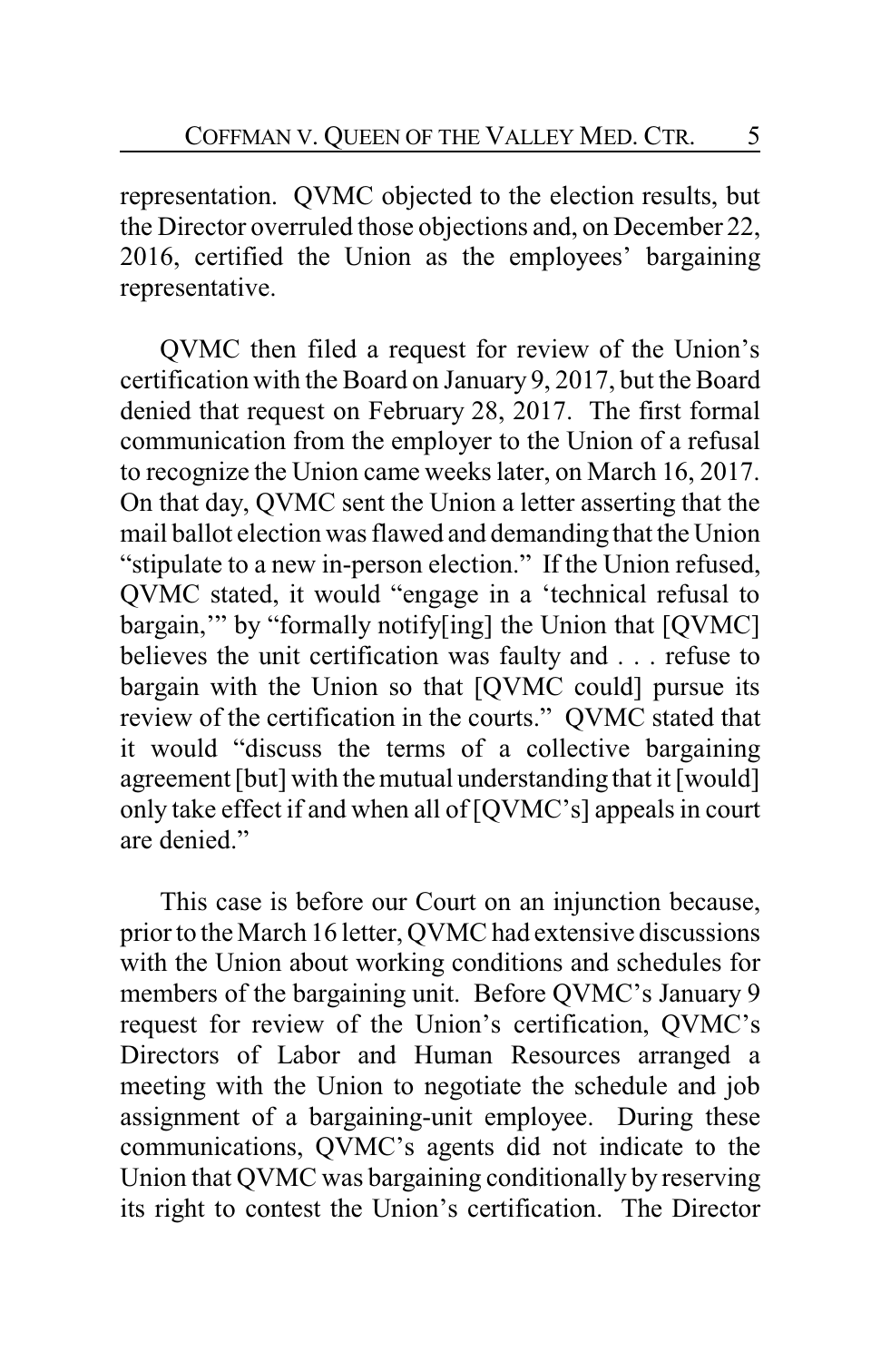representation. QVMC objected to the election results, but the Director overruled those objections and, on December 22, 2016, certified the Union as the employees' bargaining representative.

QVMC then filed a request for review of the Union's certification with the Board on January 9, 2017, but the Board denied that request on February 28, 2017. The first formal communication from the employer to the Union of a refusal to recognize the Union came weeks later, on March 16, 2017. On that day, QVMC sent the Union a letter asserting that the mail ballot election was flawed and demanding that the Union "stipulate to a new in-person election." If the Union refused, QVMC stated, it would "engage in a 'technical refusal to bargain,'" by "formally notify[ing] the Union that [QVMC] believes the unit certification was faulty and . . . refuse to bargain with the Union so that [QVMC could] pursue its review of the certification in the courts." QVMC stated that it would "discuss the terms of a collective bargaining agreement [but] with the mutual understanding that it [would] only take effect if and when all of [QVMC's] appeals in court are denied."

This case is before our Court on an injunction because, prior to the March 16 letter, QVMC had extensive discussions with the Union about working conditions and schedules for members of the bargaining unit. Before QVMC's January 9 request for review of the Union's certification, QVMC's Directors of Labor and Human Resources arranged a meeting with the Union to negotiate the schedule and job assignment of a bargaining-unit employee. During these communications, QVMC's agents did not indicate to the Union that QVMC was bargaining conditionally by reserving its right to contest the Union's certification. The Director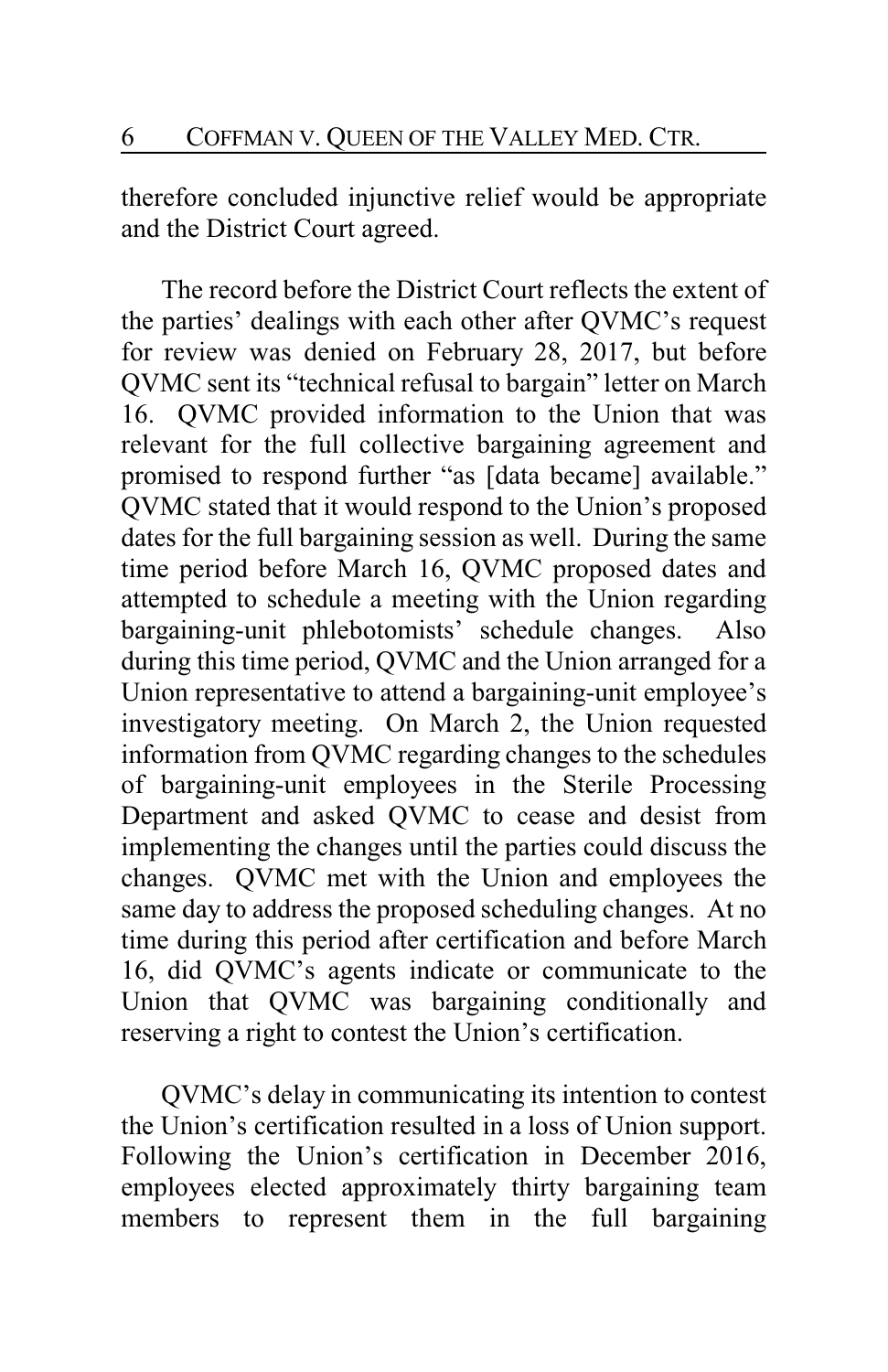therefore concluded injunctive relief would be appropriate and the District Court agreed.

The record before the District Court reflects the extent of the parties' dealings with each other after QVMC's request for review was denied on February 28, 2017, but before QVMC sent its "technical refusal to bargain" letter on March 16. QVMC provided information to the Union that was relevant for the full collective bargaining agreement and promised to respond further "as [data became] available." QVMC stated that it would respond to the Union's proposed dates for the full bargaining session as well. During the same time period before March 16, QVMC proposed dates and attempted to schedule a meeting with the Union regarding bargaining-unit phlebotomists' schedule changes. Also during this time period, QVMC and the Union arranged for a Union representative to attend a bargaining-unit employee's investigatory meeting. On March 2, the Union requested information from QVMC regarding changes to the schedules of bargaining-unit employees in the Sterile Processing Department and asked QVMC to cease and desist from implementing the changes until the parties could discuss the changes. QVMC met with the Union and employees the same day to address the proposed scheduling changes. At no time during this period after certification and before March 16, did QVMC's agents indicate or communicate to the Union that QVMC was bargaining conditionally and reserving a right to contest the Union's certification.

QVMC's delay in communicating its intention to contest the Union's certification resulted in a loss of Union support. Following the Union's certification in December 2016, employees elected approximately thirty bargaining team members to represent them in the full bargaining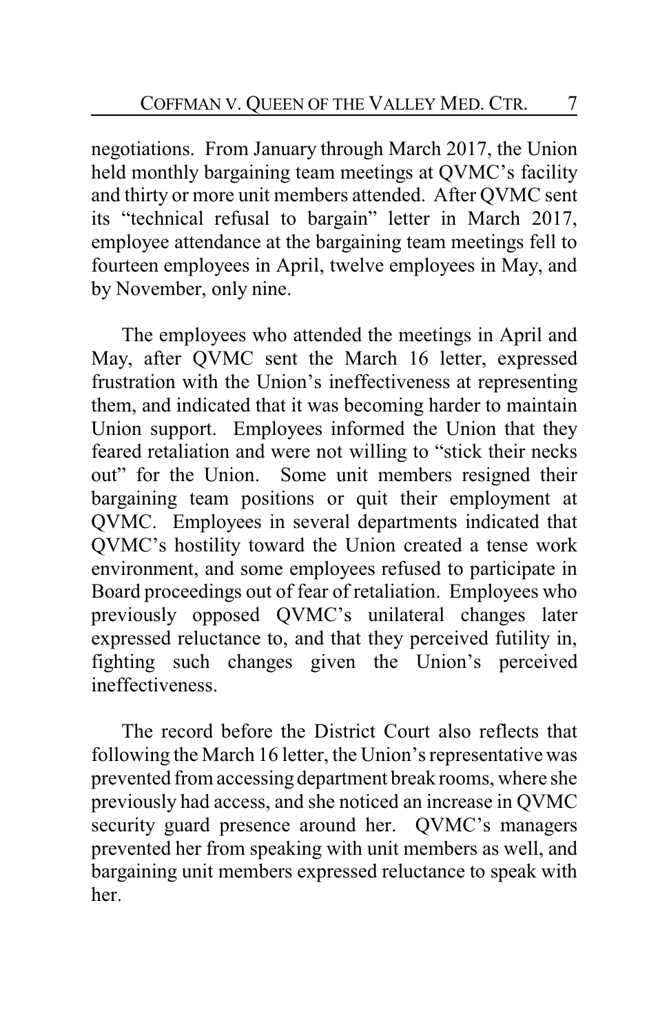negotiations. From January through March 2017, the Union held monthly bargaining team meetings at QVMC's facility and thirty or more unit members attended. After QVMC sent its "technical refusal to bargain" letter in March 2017, employee attendance at the bargaining team meetings fell to fourteen employees in April, twelve employees in May, and by November, only nine.

The employees who attended the meetings in April and May, after QVMC sent the March 16 letter, expressed frustration with the Union's ineffectiveness at representing them, and indicated that it was becoming harder to maintain Union support. Employees informed the Union that they feared retaliation and were not willing to "stick their necks out" for the Union. Some unit members resigned their bargaining team positions or quit their employment at QVMC. Employees in several departments indicated that QVMC's hostility toward the Union created a tense work environment, and some employees refused to participate in Board proceedings out of fear of retaliation. Employees who previously opposed QVMC's unilateral changes later expressed reluctance to, and that they perceived futility in, fighting such changes given the Union's perceived ineffectiveness.

The record before the District Court also reflects that following the March 16 letter, the Union's representative was prevented from accessing department break rooms, where she previously had access, and she noticed an increase in QVMC security guard presence around her. QVMC's managers prevented her from speaking with unit members as well, and bargaining unit members expressed reluctance to speak with her.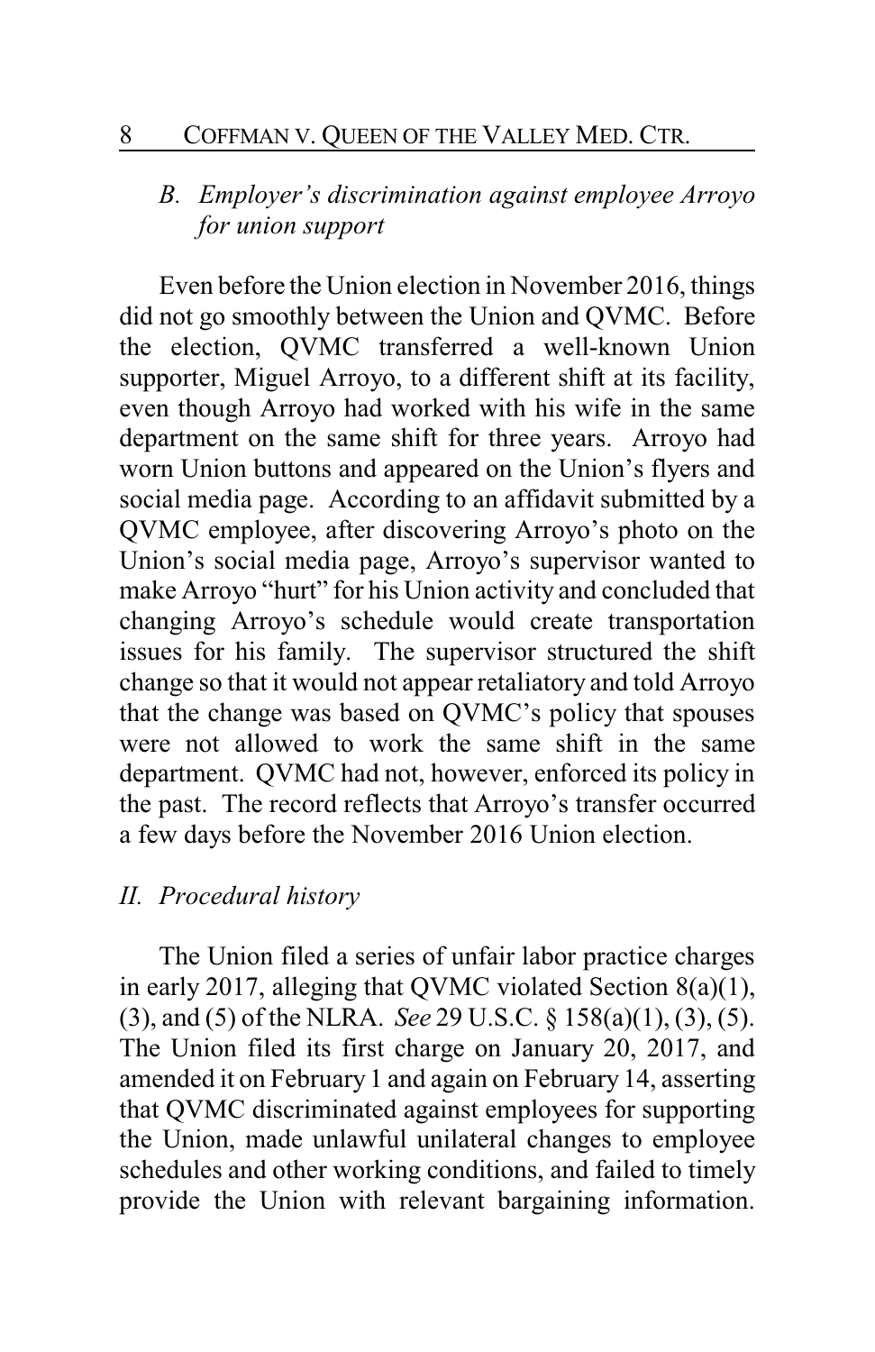### *B. Employer's discrimination against employee Arroyo for union support*

Even before the Union election in November 2016, things did not go smoothly between the Union and QVMC. Before the election, QVMC transferred a well-known Union supporter, Miguel Arroyo, to a different shift at its facility, even though Arroyo had worked with his wife in the same department on the same shift for three years. Arroyo had worn Union buttons and appeared on the Union's flyers and social media page. According to an affidavit submitted by a QVMC employee, after discovering Arroyo's photo on the Union's social media page, Arroyo's supervisor wanted to make Arroyo "hurt" for his Union activity and concluded that changing Arroyo's schedule would create transportation issues for his family. The supervisor structured the shift change so that it would not appear retaliatory and told Arroyo that the change was based on QVMC's policy that spouses were not allowed to work the same shift in the same department. QVMC had not, however, enforced its policy in the past. The record reflects that Arroyo's transfer occurred a few days before the November 2016 Union election.

## *II. Procedural history*

The Union filed a series of unfair labor practice charges in early 2017, alleging that QVMC violated Section 8(a)(1), (3), and (5) of the NLRA. *See* 29 U.S.C. § 158(a)(1), (3), (5). The Union filed its first charge on January 20, 2017, and amended it on February 1 and again on February 14, asserting that QVMC discriminated against employees for supporting the Union, made unlawful unilateral changes to employee schedules and other working conditions, and failed to timely provide the Union with relevant bargaining information.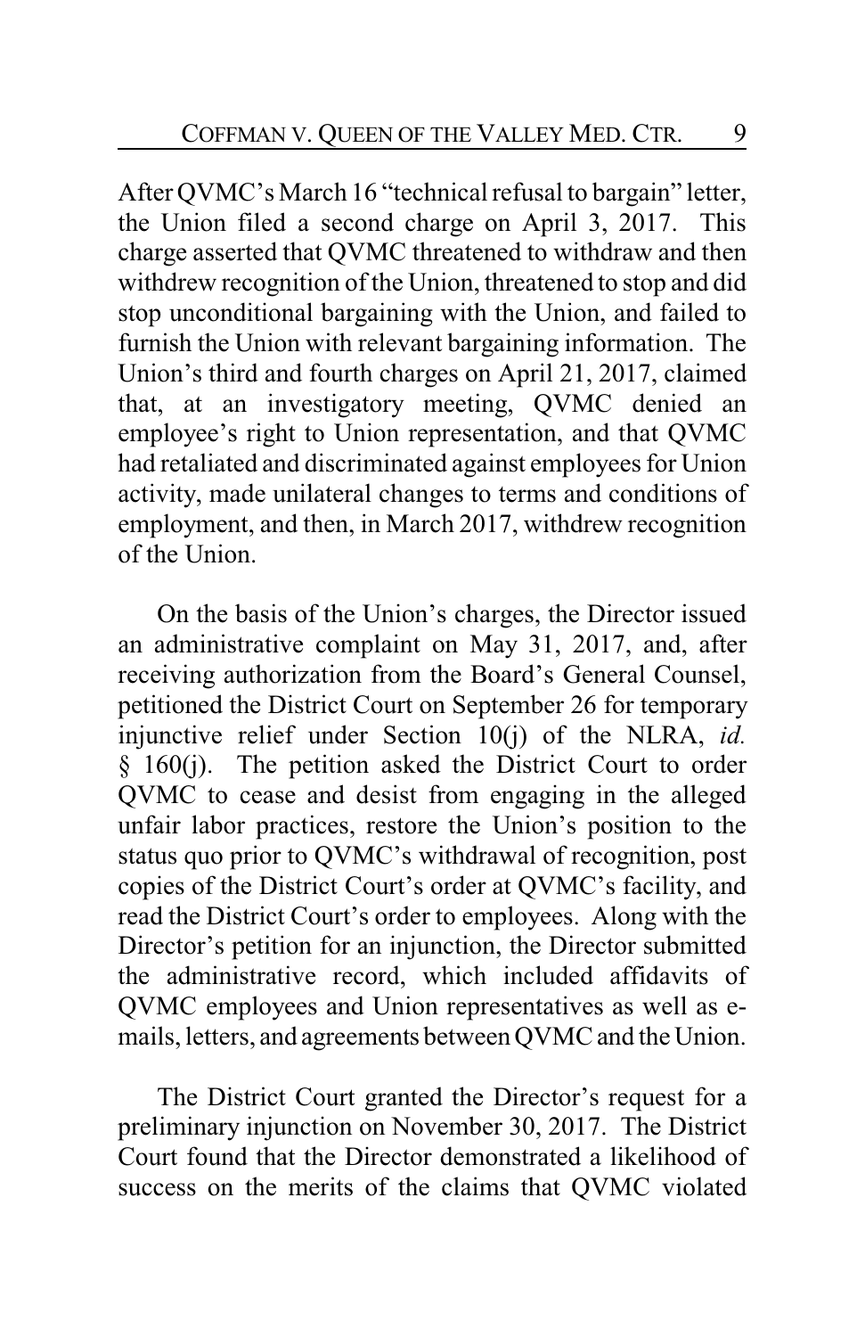After QVMC's March 16 "technical refusal to bargain" letter, the Union filed a second charge on April 3, 2017. This charge asserted that QVMC threatened to withdraw and then withdrew recognition of the Union, threatened to stop and did stop unconditional bargaining with the Union, and failed to furnish the Union with relevant bargaining information. The Union's third and fourth charges on April 21, 2017, claimed that, at an investigatory meeting, QVMC denied an employee's right to Union representation, and that QVMC had retaliated and discriminated against employees for Union activity, made unilateral changes to terms and conditions of employment, and then, in March 2017, withdrew recognition of the Union.

On the basis of the Union's charges, the Director issued an administrative complaint on May 31, 2017, and, after receiving authorization from the Board's General Counsel, petitioned the District Court on September 26 for temporary injunctive relief under Section 10(j) of the NLRA, *id.* § 160(j). The petition asked the District Court to order QVMC to cease and desist from engaging in the alleged unfair labor practices, restore the Union's position to the status quo prior to QVMC's withdrawal of recognition, post copies of the District Court's order at QVMC's facility, and read the District Court's order to employees. Along with the Director's petition for an injunction, the Director submitted the administrative record, which included affidavits of QVMC employees and Union representatives as well as e-mails, letters, and agreements between QVMC and the Union.

The District Court granted the Director's request for a preliminary injunction on November 30, 2017. The District Court found that the Director demonstrated a likelihood of success on the merits of the claims that QVMC violated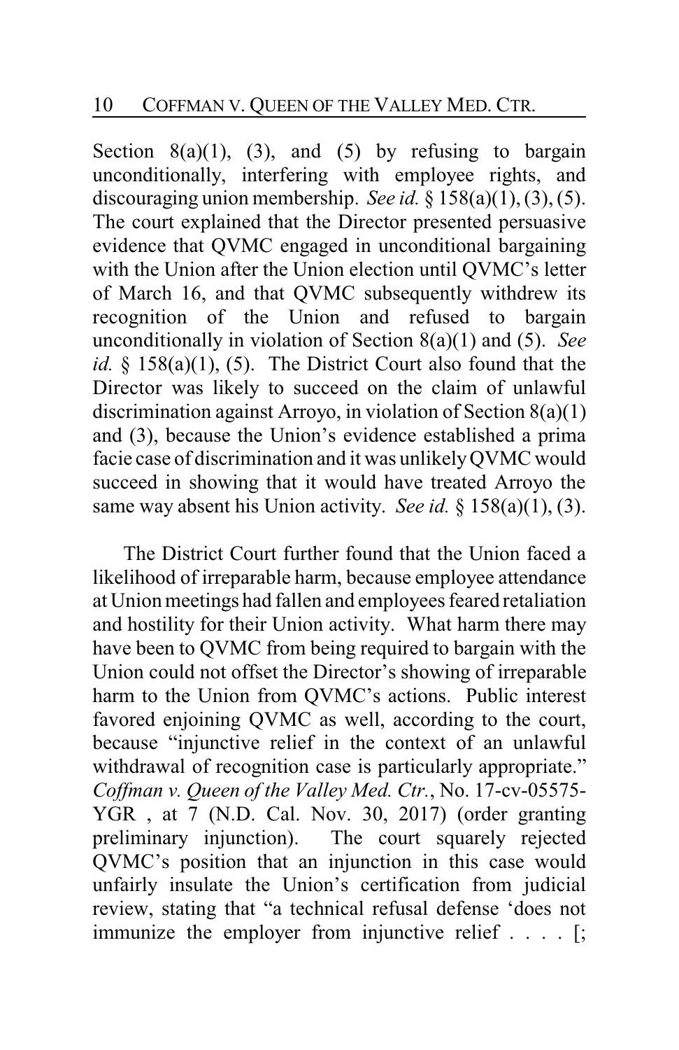Section 8(a)(1), (3), and (5) by refusing to bargain unconditionally, interfering with employee rights, and discouraging union membership. *See id.* § 158(a)(1), (3), (5). The court explained that the Director presented persuasive evidence that QVMC engaged in unconditional bargaining with the Union after the Union election until QVMC's letter of March 16, and that QVMC subsequently withdrew its recognition of the Union and refused to bargain unconditionally in violation of Section 8(a)(1) and (5). *See id.* § 158(a)(1), (5). The District Court also found that the Director was likely to succeed on the claim of unlawful discrimination against Arroyo, in violation of Section 8(a)(1) and (3), because the Union's evidence established a prima facie case of discrimination and it was unlikely QVMC would succeed in showing that it would have treated Arroyo the same way absent his Union activity. *See id.* § 158(a)(1), (3).

The District Court further found that the Union faced a likelihood of irreparable harm, because employee attendance at Union meetings had fallen and employees feared retaliation and hostility for their Union activity. What harm there may have been to QVMC from being required to bargain with the Union could not offset the Director's showing of irreparable harm to the Union from QVMC's actions. Public interest favored enjoining QVMC as well, according to the court, because "injunctive relief in the context of an unlawful withdrawal of recognition case is particularly appropriate." *Coffman v. Queen of the Valley Med. Ctr.*, No. 17-cv-05575-YGR , at 7 (N.D. Cal. Nov. 30, 2017) (order granting preliminary injunction). The court squarely rejected QVMC's position that an injunction in this case would unfairly insulate the Union's certification from judicial review, stating that "a technical refusal defense 'does not immunize the employer from injunctive relief . . . . [;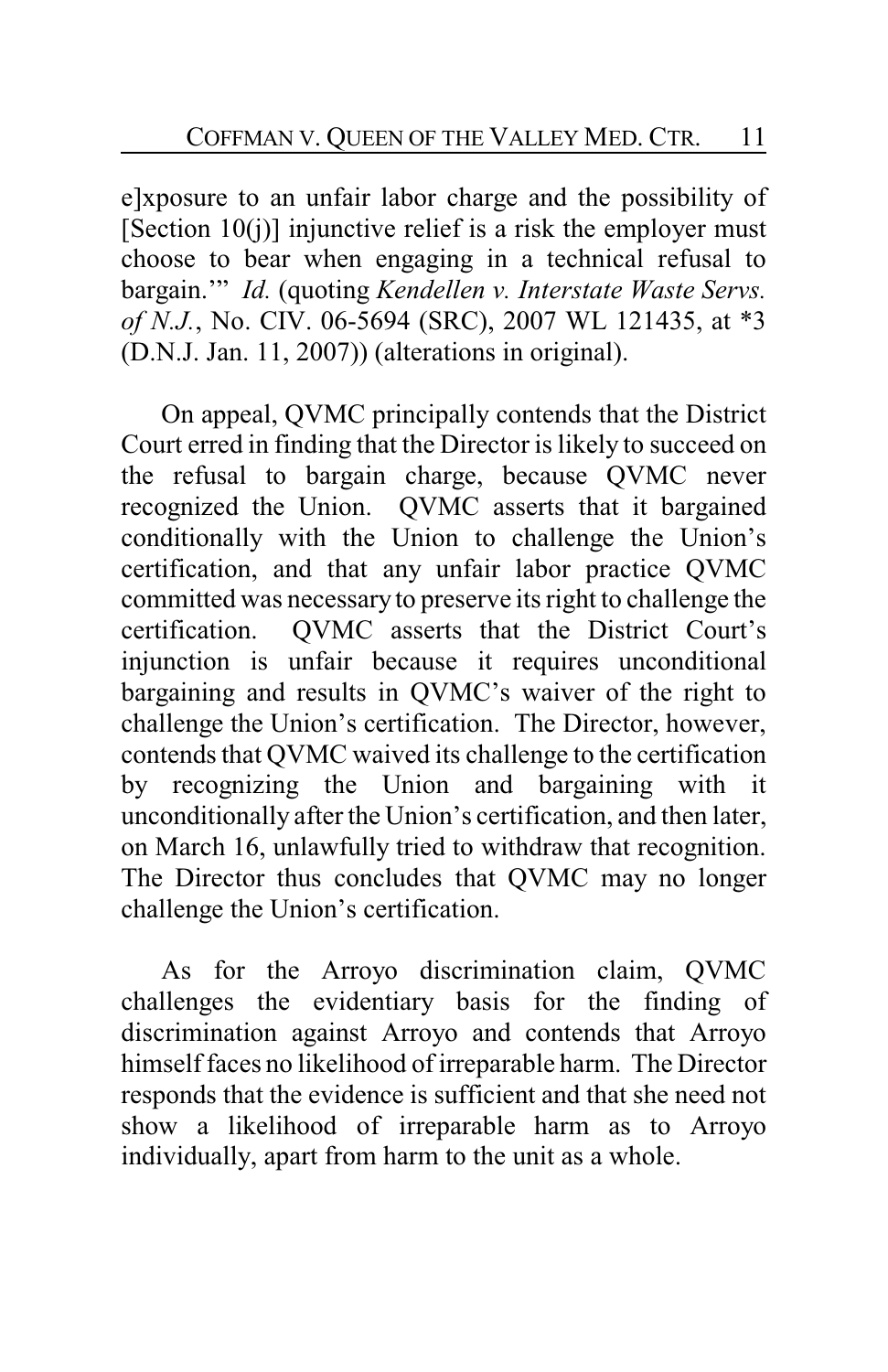e]xposure to an unfair labor charge and the possibility of [Section 10(j)] injunctive relief is a risk the employer must choose to bear when engaging in a technical refusal to bargain.'" *Id.* (quoting *Kendellen v. Interstate Waste Servs. of N.J.*, No. CIV. 06-5694 (SRC), 2007 WL 121435, at *3 (D.N.J. Jan. 11, 2007)) (alterations in original).

On appeal, QVMC principally contends that the District Court erred in finding that the Director is likely to succeed on the refusal to bargain charge, because QVMC never recognized the Union. QVMC asserts that it bargained conditionally with the Union to challenge the Union's certification, and that any unfair labor practice QVMC committed was necessary to preserve its right to challenge the certification. QVMC asserts that the District Court's injunction is unfair because it requires unconditional bargaining and results in QVMC's waiver of the right to challenge the Union's certification. The Director, however, contends that QVMC waived its challenge to the certification by recognizing the Union and bargaining with it unconditionally after the Union's certification, and then later, on March 16, unlawfully tried to withdraw that recognition. The Director thus concludes that QVMC may no longer challenge the Union's certification.

As for the Arroyo discrimination claim, QVMC challenges the evidentiary basis for the finding of discrimination against Arroyo and contends that Arroyo himself faces no likelihood of irreparable harm. The Director responds that the evidence is sufficient and that she need not show a likelihood of irreparable harm as to Arroyo individually, apart from harm to the unit as a whole.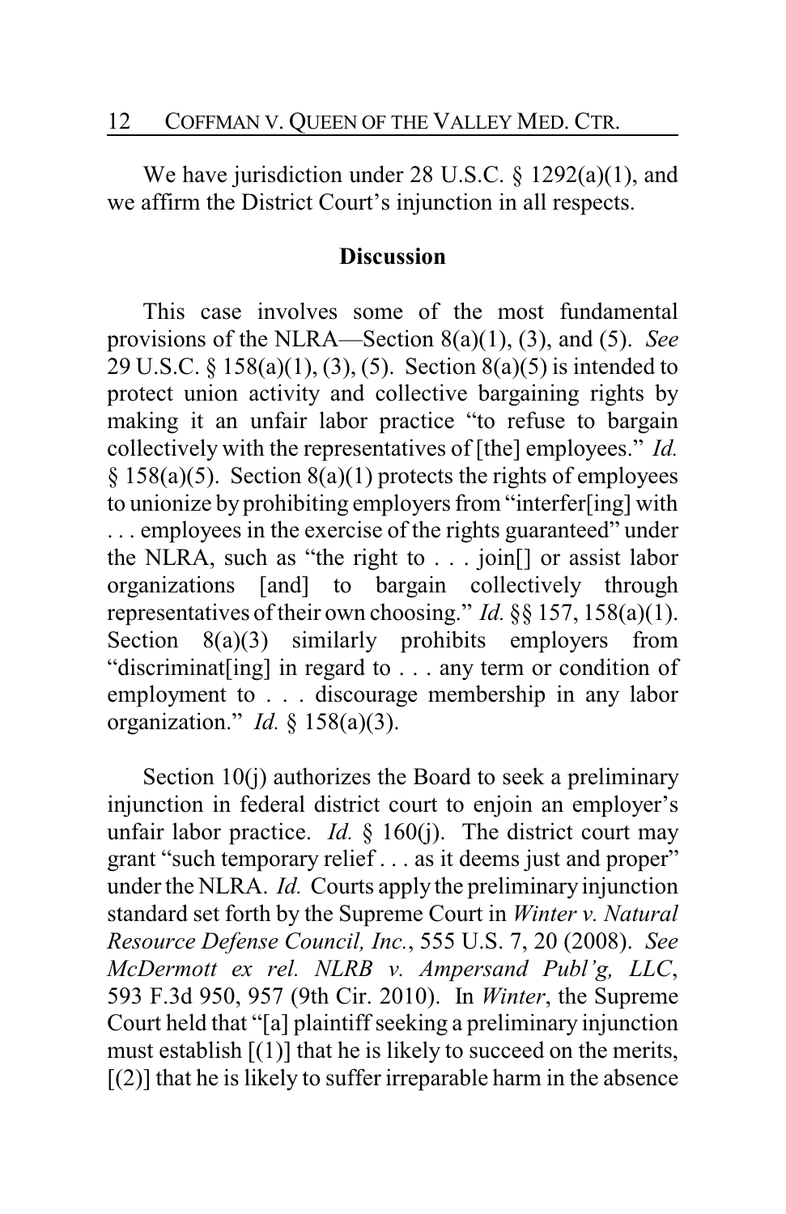We have jurisdiction under 28 U.S.C. § 1292(a)(1), and we affirm the District Court's injunction in all respects.

## Discussion

This case involves some of the most fundamental provisions of the NLRA—Section 8(a)(1), (3), and (5). *See* 29 U.S.C. § 158(a)(1), (3), (5). Section 8(a)(5) is intended to protect union activity and collective bargaining rights by making it an unfair labor practice "to refuse to bargain collectively with the representatives of [the] employees." *Id.* § 158(a)(5). Section 8(a)(1) protects the rights of employees to unionize by prohibiting employers from "interfer[ing] with . . . employees in the exercise of the rights guaranteed" under the NLRA, such as "the right to . . . join[] or assist labor organizations [and] to bargain collectively through representatives of their own choosing." *Id.* §§ 157, 158(a)(1). Section 8(a)(3) similarly prohibits employers from "discriminat[ing] in regard to . . . any term or condition of employment to . . . discourage membership in any labor organization." *Id.* § 158(a)(3).

Section 10(j) authorizes the Board to seek a preliminary injunction in federal district court to enjoin an employer's unfair labor practice. *Id.* § 160(j). The district court may grant "such temporary relief . . . as it deems just and proper" under the NLRA. *Id.* Courts apply the preliminary injunction standard set forth by the Supreme Court in *Winter v. Natural Resource Defense Council, Inc.*, 555 U.S. 7, 20 (2008). *See McDermott ex rel. NLRB v. Ampersand Publ'g, LLC*, 593 F.3d 950, 957 (9th Cir. 2010). In *Winter*, the Supreme Court held that "[a] plaintiff seeking a preliminary injunction must establish [(1)] that he is likely to succeed on the merits, [(2)] that he is likely to suffer irreparable harm in the absence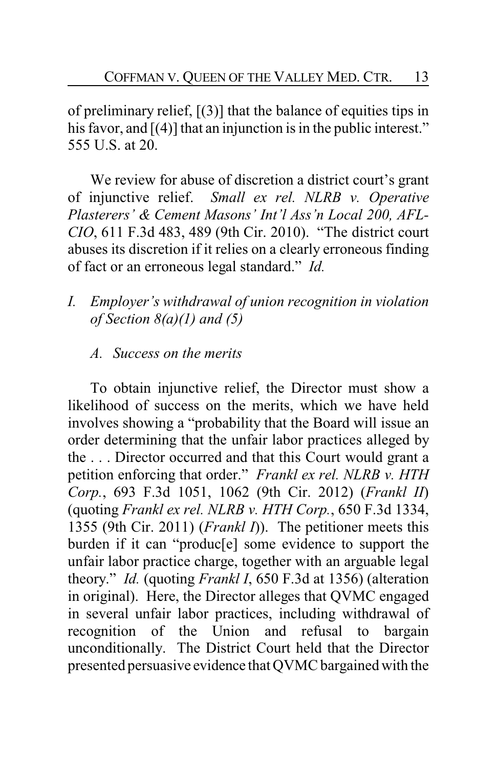of preliminary relief, [(3)] that the balance of equities tips in his favor, and [(4)] that an injunction is in the public interest." 555 U.S. at 20.

We review for abuse of discretion a district court's grant of injunctive relief. *Small ex rel. NLRB v. Operative Plasterers' & Cement Masons' Int'l Ass'n Local 200, AFL-CIO*, 611 F.3d 483, 489 (9th Cir. 2010). "The district court abuses its discretion if it relies on a clearly erroneous finding of fact or an erroneous legal standard." *Id.*

## *I. Employer's withdrawal of union recognition in violation of Section 8(a)(1) and (5)*

### *A. Success on the merits*

To obtain injunctive relief, the Director must show a likelihood of success on the merits, which we have held involves showing a "probability that the Board will issue an order determining that the unfair labor practices alleged by the . . . Director occurred and that this Court would grant a petition enforcing that order." *Frankl ex rel. NLRB v. HTH Corp.*, 693 F.3d 1051, 1062 (9th Cir. 2012) (*Frankl II*) (quoting *Frankl ex rel. NLRB v. HTH Corp.*, 650 F.3d 1334, 1355 (9th Cir. 2011) (*Frankl I*)). The petitioner meets this burden if it can "produc[e] some evidence to support the unfair labor practice charge, together with an arguable legal theory." *Id.* (quoting *Frankl I*, 650 F.3d at 1356) (alteration in original). Here, the Director alleges that QVMC engaged in several unfair labor practices, including withdrawal of recognition of the Union and refusal to bargain unconditionally. The District Court held that the Director presented persuasive evidence that QVMC bargained with the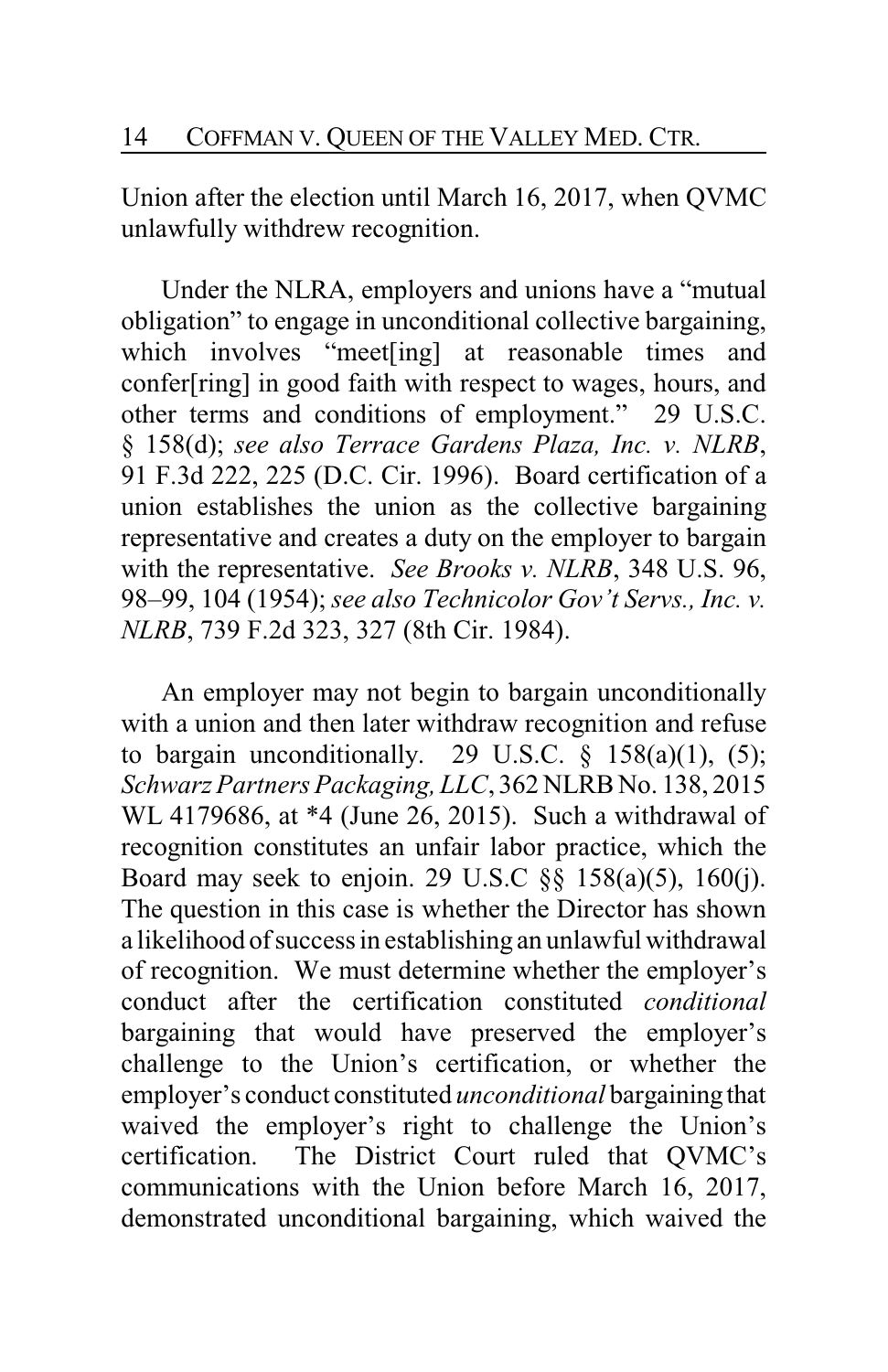Union after the election until March 16, 2017, when QVMC unlawfully withdrew recognition.

Under the NLRA, employers and unions have a "mutual obligation" to engage in unconditional collective bargaining, which involves "meet[ing] at reasonable times and confer[ring] in good faith with respect to wages, hours, and other terms and conditions of employment." 29 U.S.C. § 158(d); *see also Terrace Gardens Plaza, Inc. v. NLRB*, 91 F.3d 222, 225 (D.C. Cir. 1996). Board certification of a union establishes the union as the collective bargaining representative and creates a duty on the employer to bargain with the representative. *See Brooks v. NLRB*, 348 U.S. 96, 98–99, 104 (1954); *see also Technicolor Gov't Servs., Inc. v. NLRB*, 739 F.2d 323, 327 (8th Cir. 1984).

An employer may not begin to bargain unconditionally with a union and then later withdraw recognition and refuse to bargain unconditionally. 29 U.S.C. § 158(a)(1), (5); *Schwarz Partners Packaging, LLC*, 362 NLRB No. 138, 2015 WL 4179686, at *4 (June 26, 2015). Such a withdrawal of recognition constitutes an unfair labor practice, which the Board may seek to enjoin. 29 U.S.C §§ 158(a)(5), 160(j). The question in this case is whether the Director has shown a likelihood of success in establishing an unlawful withdrawal of recognition. We must determine whether the employer's conduct after the certification constituted *conditional* bargaining that would have preserved the employer's challenge to the Union's certification, or whether the employer's conduct constituted *unconditional* bargaining that waived the employer's right to challenge the Union's certification. The District Court ruled that QVMC's communications with the Union before March 16, 2017, demonstrated unconditional bargaining, which waived the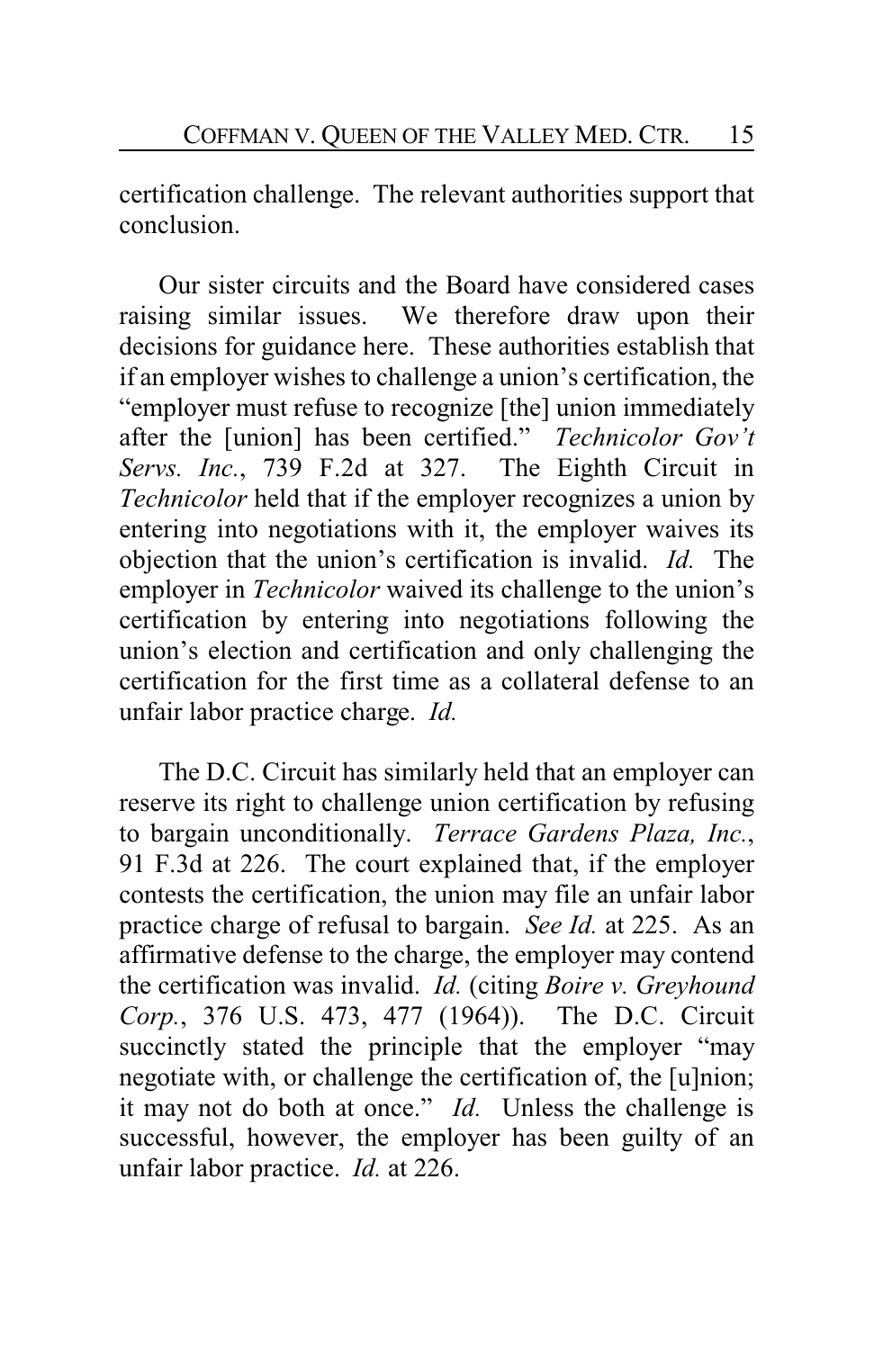certification challenge. The relevant authorities support that conclusion.

Our sister circuits and the Board have considered cases raising similar issues. We therefore draw upon their decisions for guidance here. These authorities establish that if an employer wishes to challenge a union's certification, the "employer must refuse to recognize [the] union immediately after the [union] has been certified." *Technicolor Gov't Servs. Inc.*, 739 F.2d at 327. The Eighth Circuit in *Technicolor* held that if the employer recognizes a union by entering into negotiations with it, the employer waives its objection that the union's certification is invalid. *Id.* The employer in *Technicolor* waived its challenge to the union's certification by entering into negotiations following the union's election and certification and only challenging the certification for the first time as a collateral defense to an unfair labor practice charge. *Id.*

The D.C. Circuit has similarly held that an employer can reserve its right to challenge union certification by refusing to bargain unconditionally. *Terrace Gardens Plaza, Inc.*, 91 F.3d at 226. The court explained that, if the employer contests the certification, the union may file an unfair labor practice charge of refusal to bargain. *See Id.* at 225. As an affirmative defense to the charge, the employer may contend the certification was invalid. *Id.* (citing *Boire v. Greyhound Corp.*, 376 U.S. 473, 477 (1964)). The D.C. Circuit succinctly stated the principle that the employer "may negotiate with, or challenge the certification of, the [u]nion; it may not do both at once." *Id.* Unless the challenge is successful, however, the employer has been guilty of an unfair labor practice. *Id.* at 226.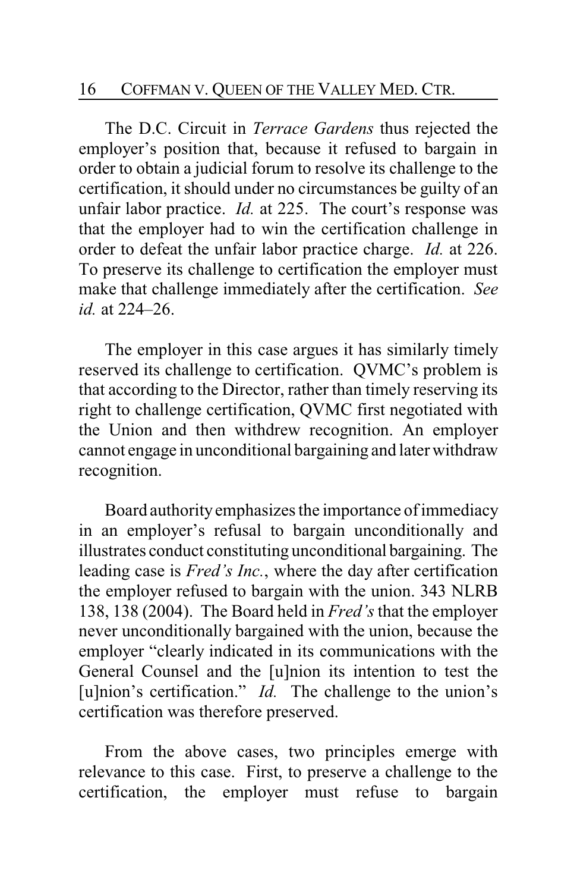The D.C. Circuit in *Terrace Gardens* thus rejected the employer's position that, because it refused to bargain in order to obtain a judicial forum to resolve its challenge to the certification, it should under no circumstances be guilty of an unfair labor practice. *Id.* at 225. The court's response was that the employer had to win the certification challenge in order to defeat the unfair labor practice charge. *Id.* at 226. To preserve its challenge to certification the employer must make that challenge immediately after the certification. *See id.* at 224–26.

The employer in this case argues it has similarly timely reserved its challenge to certification. QVMC's problem is that according to the Director, rather than timely reserving its right to challenge certification, QVMC first negotiated with the Union and then withdrew recognition. An employer cannot engage in unconditional bargaining and later withdraw recognition.

Board authority emphasizes the importance of immediacy in an employer's refusal to bargain unconditionally and illustrates conduct constituting unconditional bargaining. The leading case is *Fred's Inc.*, where the day after certification the employer refused to bargain with the union. 343 NLRB 138, 138 (2004). The Board held in *Fred's* that the employer never unconditionally bargained with the union, because the employer "clearly indicated in its communications with the General Counsel and the [u]nion its intention to test the [u]nion's certification." *Id.* The challenge to the union's certification was therefore preserved.

From the above cases, two principles emerge with relevance to this case. First, to preserve a challenge to the certification, the employer must refuse to bargain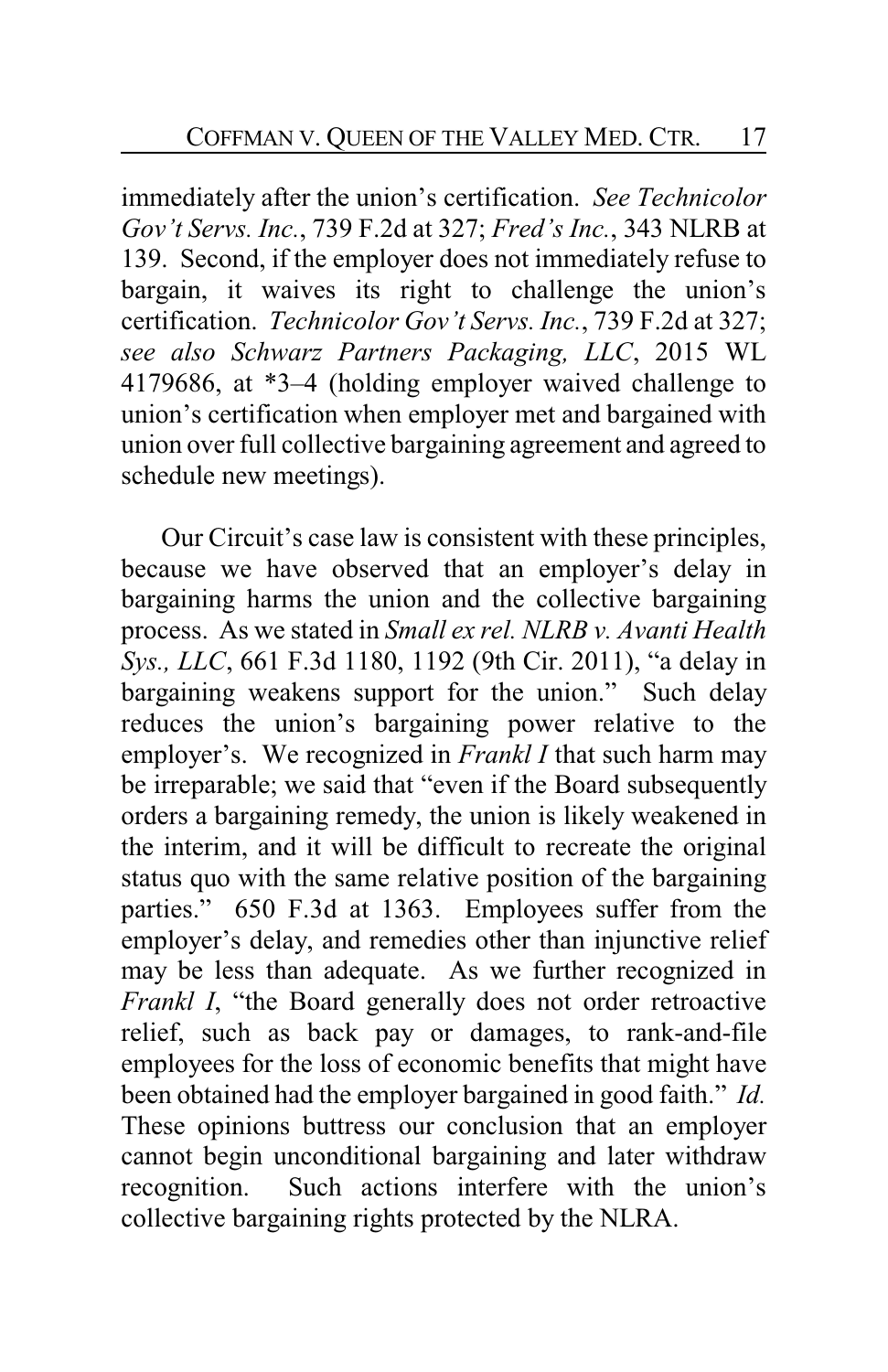immediately after the union's certification. *See Technicolor Gov't Servs. Inc.*, 739 F.2d at 327; *Fred's Inc.*, 343 NLRB at 139. Second, if the employer does not immediately refuse to bargain, it waives its right to challenge the union's certification. *Technicolor Gov't Servs. Inc.*, 739 F.2d at 327; *see also Schwarz Partners Packaging, LLC*, 2015 WL 4179686, at *3–4 (holding employer waived challenge to union's certification when employer met and bargained with union over full collective bargaining agreement and agreed to schedule new meetings).

Our Circuit's case law is consistent with these principles, because we have observed that an employer's delay in bargaining harms the union and the collective bargaining process. As we stated in *Small ex rel. NLRB v. Avanti Health Sys., LLC*, 661 F.3d 1180, 1192 (9th Cir. 2011), "a delay in bargaining weakens support for the union." Such delay reduces the union's bargaining power relative to the employer's. We recognized in *Frankl I* that such harm may be irreparable; we said that "even if the Board subsequently orders a bargaining remedy, the union is likely weakened in the interim, and it will be difficult to recreate the original status quo with the same relative position of the bargaining parties." 650 F.3d at 1363. Employees suffer from the employer's delay, and remedies other than injunctive relief may be less than adequate. As we further recognized in *Frankl I*, "the Board generally does not order retroactive relief, such as back pay or damages, to rank-and-file employees for the loss of economic benefits that might have been obtained had the employer bargained in good faith." *Id.* These opinions buttress our conclusion that an employer cannot begin unconditional bargaining and later withdraw recognition. Such actions interfere with the union's collective bargaining rights protected by the NLRA.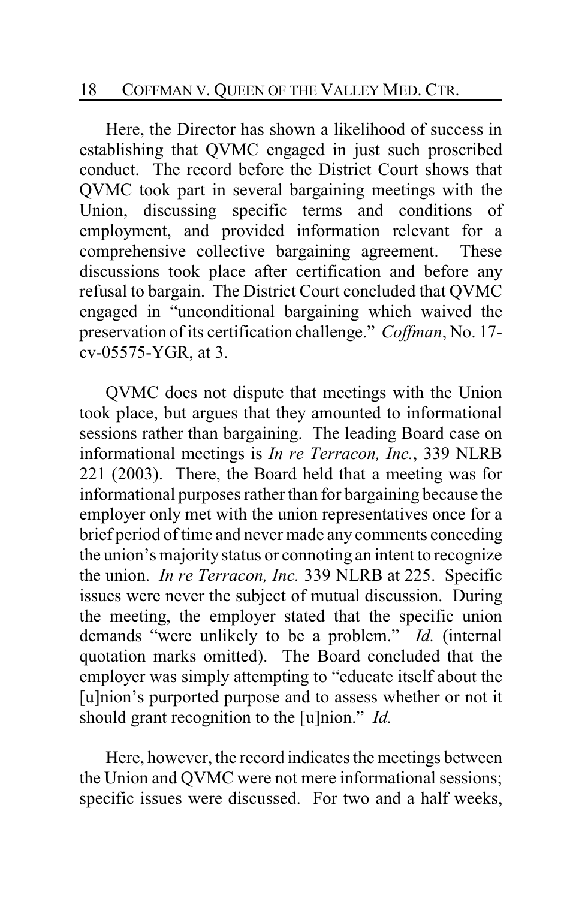Here, the Director has shown a likelihood of success in establishing that QVMC engaged in just such proscribed conduct. The record before the District Court shows that QVMC took part in several bargaining meetings with the Union, discussing specific terms and conditions of employment, and provided information relevant for a comprehensive collective bargaining agreement. These discussions took place after certification and before any refusal to bargain. The District Court concluded that QVMC engaged in "unconditional bargaining which waived the preservation of its certification challenge." *Coffman*, No. 17-cv-05575-YGR, at 3.

QVMC does not dispute that meetings with the Union took place, but argues that they amounted to informational sessions rather than bargaining. The leading Board case on informational meetings is *In re Terracon, Inc.*, 339 NLRB 221 (2003). There, the Board held that a meeting was for informational purposes rather than for bargaining because the employer only met with the union representatives once for a brief period of time and never made any comments conceding the union's majority status or connoting an intent to recognize the union. *In re Terracon, Inc.* 339 NLRB at 225. Specific issues were never the subject of mutual discussion. During the meeting, the employer stated that the specific union demands "were unlikely to be a problem." *Id.* (internal quotation marks omitted). The Board concluded that the employer was simply attempting to "educate itself about the [u]nion's purported purpose and to assess whether or not it should grant recognition to the [u]nion." *Id.*

Here, however, the record indicates the meetings between the Union and QVMC were not mere informational sessions; specific issues were discussed. For two and a half weeks,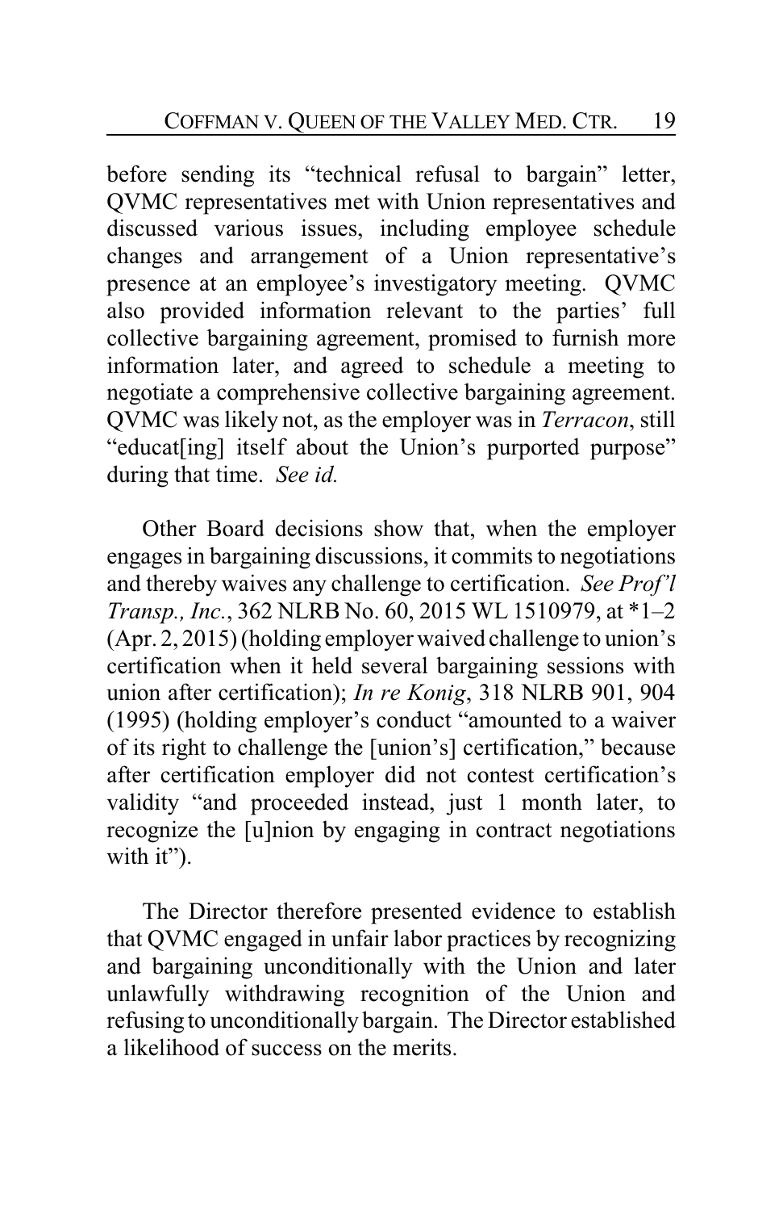before sending its "technical refusal to bargain" letter, QVMC representatives met with Union representatives and discussed various issues, including employee schedule changes and arrangement of a Union representative's presence at an employee's investigatory meeting. QVMC also provided information relevant to the parties' full collective bargaining agreement, promised to furnish more information later, and agreed to schedule a meeting to negotiate a comprehensive collective bargaining agreement. QVMC was likely not, as the employer was in *Terracon*, still "educat[ing] itself about the Union's purported purpose" during that time. *See id.*

Other Board decisions show that, when the employer engages in bargaining discussions, it commits to negotiations and thereby waives any challenge to certification. *See Prof'l Transp., Inc.*, 362 NLRB No. 60, 2015 WL 1510979, at *1–2 (Apr. 2, 2015) (holding employer waived challenge to union's certification when it held several bargaining sessions with union after certification); *In re Konig*, 318 NLRB 901, 904 (1995) (holding employer's conduct "amounted to a waiver of its right to challenge the [union's] certification," because after certification employer did not contest certification's validity "and proceeded instead, just 1 month later, to recognize the [u]nion by engaging in contract negotiations with it").

The Director therefore presented evidence to establish that QVMC engaged in unfair labor practices by recognizing and bargaining unconditionally with the Union and later unlawfully withdrawing recognition of the Union and refusing to unconditionally bargain. The Director established a likelihood of success on the merits.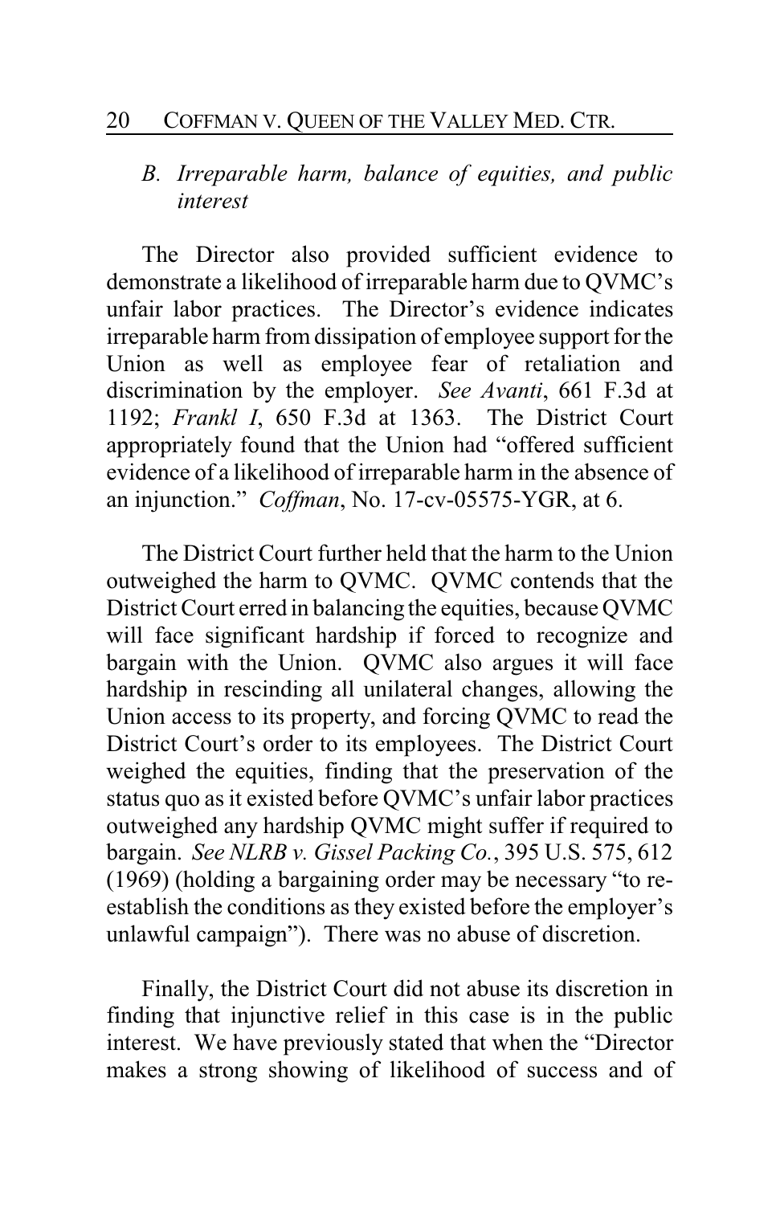### *B. Irreparable harm, balance of equities, and public interest*

The Director also provided sufficient evidence to demonstrate a likelihood of irreparable harm due to QVMC's unfair labor practices. The Director's evidence indicates irreparable harm from dissipation of employee support for the Union as well as employee fear of retaliation and discrimination by the employer. *See Avanti*, 661 F.3d at 1192; *Frankl I*, 650 F.3d at 1363. The District Court appropriately found that the Union had "offered sufficient evidence of a likelihood of irreparable harm in the absence of an injunction." *Coffman*, No. 17-cv-05575-YGR, at 6.

The District Court further held that the harm to the Union outweighed the harm to QVMC. QVMC contends that the District Court erred in balancing the equities, because QVMC will face significant hardship if forced to recognize and bargain with the Union. QVMC also argues it will face hardship in rescinding all unilateral changes, allowing the Union access to its property, and forcing QVMC to read the District Court's order to its employees. The District Court weighed the equities, finding that the preservation of the status quo as it existed before QVMC's unfair labor practices outweighed any hardship QVMC might suffer if required to bargain. *See NLRB v. Gissel Packing Co.*, 395 U.S. 575, 612 (1969) (holding a bargaining order may be necessary "to re-establish the conditions as they existed before the employer's unlawful campaign"). There was no abuse of discretion.

Finally, the District Court did not abuse its discretion in finding that injunctive relief in this case is in the public interest. We have previously stated that when the "Director makes a strong showing of likelihood of success and of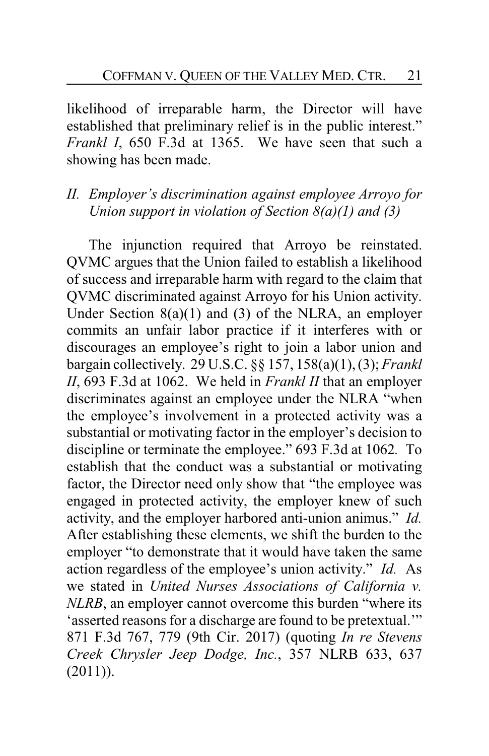likelihood of irreparable harm, the Director will have established that preliminary relief is in the public interest." *Frankl I*, 650 F.3d at 1365. We have seen that such a showing has been made.

## *II. Employer's discrimination against employee Arroyo for Union support in violation of Section 8(a)(1) and (3)*

The injunction required that Arroyo be reinstated. QVMC argues that the Union failed to establish a likelihood of success and irreparable harm with regard to the claim that QVMC discriminated against Arroyo for his Union activity. Under Section 8(a)(1) and (3) of the NLRA, an employer commits an unfair labor practice if it interferes with or discourages an employee's right to join a labor union and bargain collectively. 29 U.S.C. §§ 157, 158(a)(1), (3); *Frankl II*, 693 F.3d at 1062. We held in *Frankl II* that an employer discriminates against an employee under the NLRA "when the employee's involvement in a protected activity was a substantial or motivating factor in the employer's decision to discipline or terminate the employee." 693 F.3d at 1062. To establish that the conduct was a substantial or motivating factor, the Director need only show that "the employee was engaged in protected activity, the employer knew of such activity, and the employer harbored anti-union animus." *Id.* After establishing these elements, we shift the burden to the employer "to demonstrate that it would have taken the same action regardless of the employee's union activity." *Id.* As we stated in *United Nurses Associations of California v. NLRB*, an employer cannot overcome this burden "where its 'asserted reasons for a discharge are found to be pretextual.'" 871 F.3d 767, 779 (9th Cir. 2017) (quoting *In re Stevens Creek Chrysler Jeep Dodge, Inc.*, 357 NLRB 633, 637 (2011)).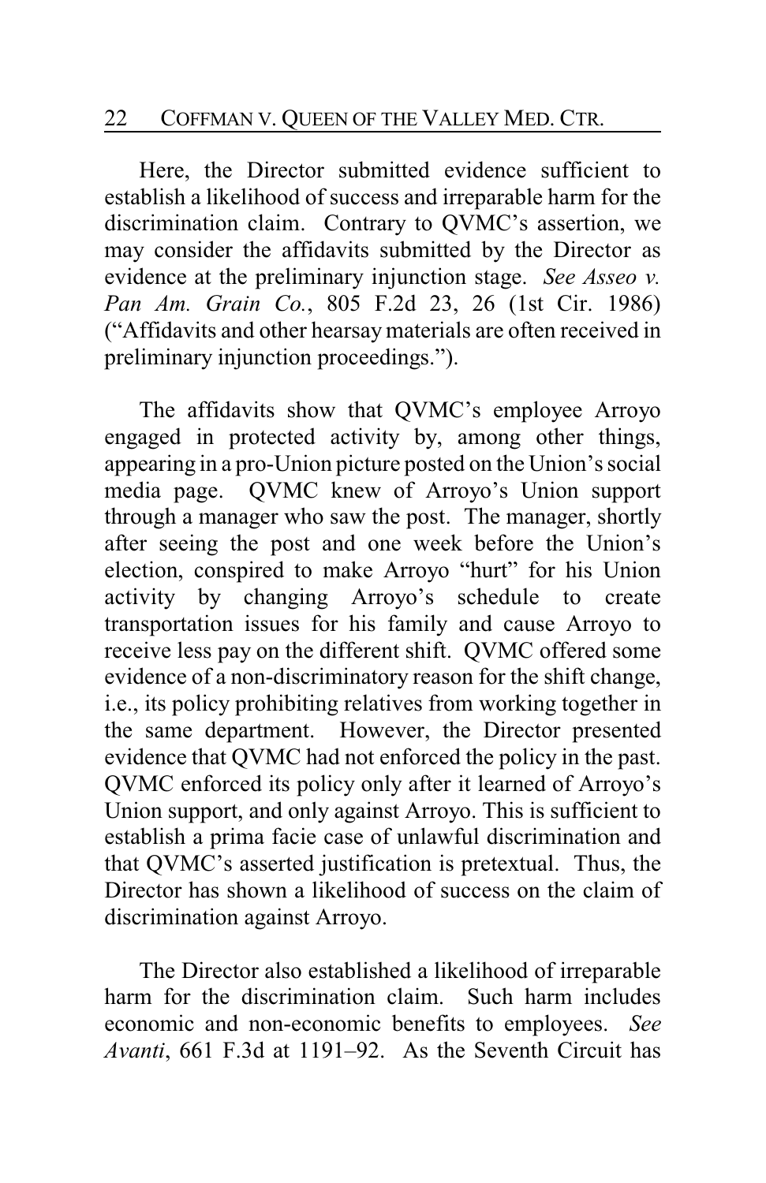Here, the Director submitted evidence sufficient to establish a likelihood of success and irreparable harm for the discrimination claim. Contrary to QVMC's assertion, we may consider the affidavits submitted by the Director as evidence at the preliminary injunction stage. *See Asseo v. Pan Am. Grain Co.*, 805 F.2d 23, 26 (1st Cir. 1986) ("Affidavits and other hearsay materials are often received in preliminary injunction proceedings.").

The affidavits show that QVMC's employee Arroyo engaged in protected activity by, among other things, appearing in a pro-Union picture posted on the Union's social media page. QVMC knew of Arroyo's Union support through a manager who saw the post. The manager, shortly after seeing the post and one week before the Union's election, conspired to make Arroyo "hurt" for his Union activity by changing Arroyo's schedule to create transportation issues for his family and cause Arroyo to receive less pay on the different shift. QVMC offered some evidence of a non-discriminatory reason for the shift change, i.e., its policy prohibiting relatives from working together in the same department. However, the Director presented evidence that QVMC had not enforced the policy in the past. QVMC enforced its policy only after it learned of Arroyo's Union support, and only against Arroyo. This is sufficient to establish a prima facie case of unlawful discrimination and that QVMC's asserted justification is pretextual. Thus, the Director has shown a likelihood of success on the claim of discrimination against Arroyo.

The Director also established a likelihood of irreparable harm for the discrimination claim. Such harm includes economic and non-economic benefits to employees. *See Avanti*, 661 F.3d at 1191–92. As the Seventh Circuit has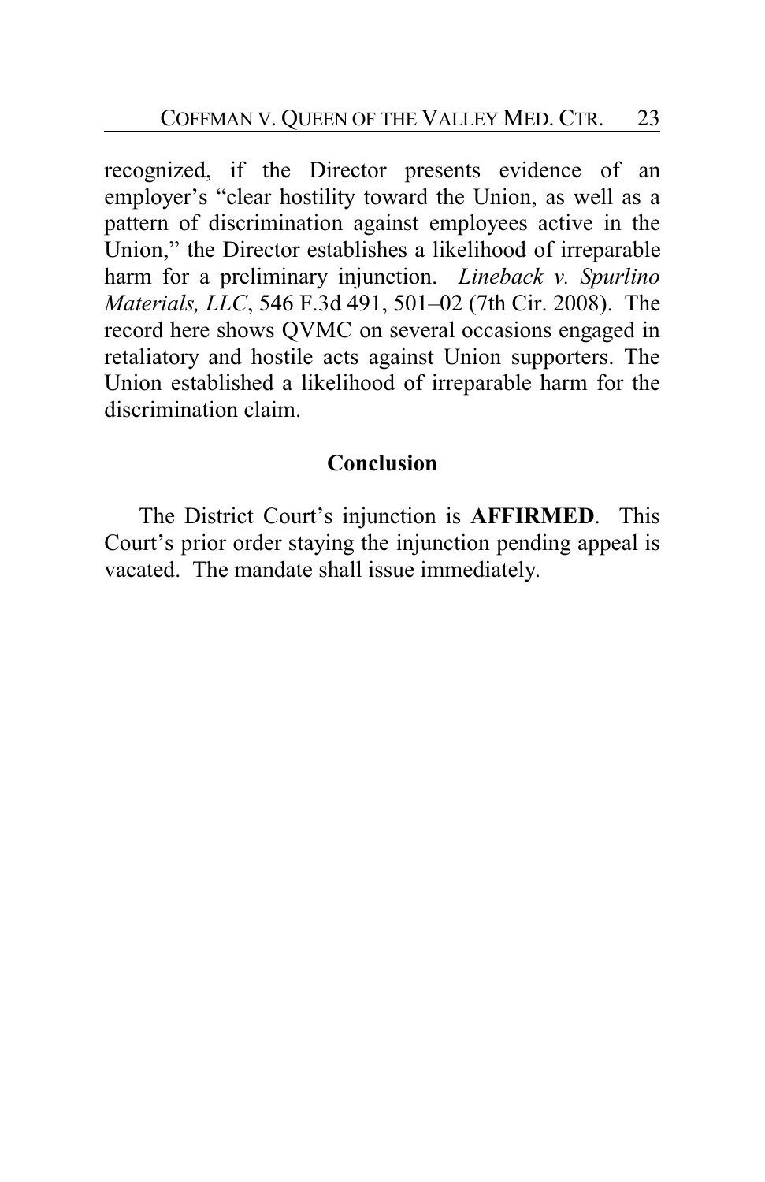recognized, if the Director presents evidence of an employer's "clear hostility toward the Union, as well as a pattern of discrimination against employees active in the Union," the Director establishes a likelihood of irreparable harm for a preliminary injunction. *Lineback v. Spurlino Materials, LLC*, 546 F.3d 491, 501–02 (7th Cir. 2008). The record here shows QVMC on several occasions engaged in retaliatory and hostile acts against Union supporters. The Union established a likelihood of irreparable harm for the discrimination claim.

## Conclusion

The District Court's injunction is **AFFIRMED**. This Court's prior order staying the injunction pending appeal is vacated. The mandate shall issue immediately.